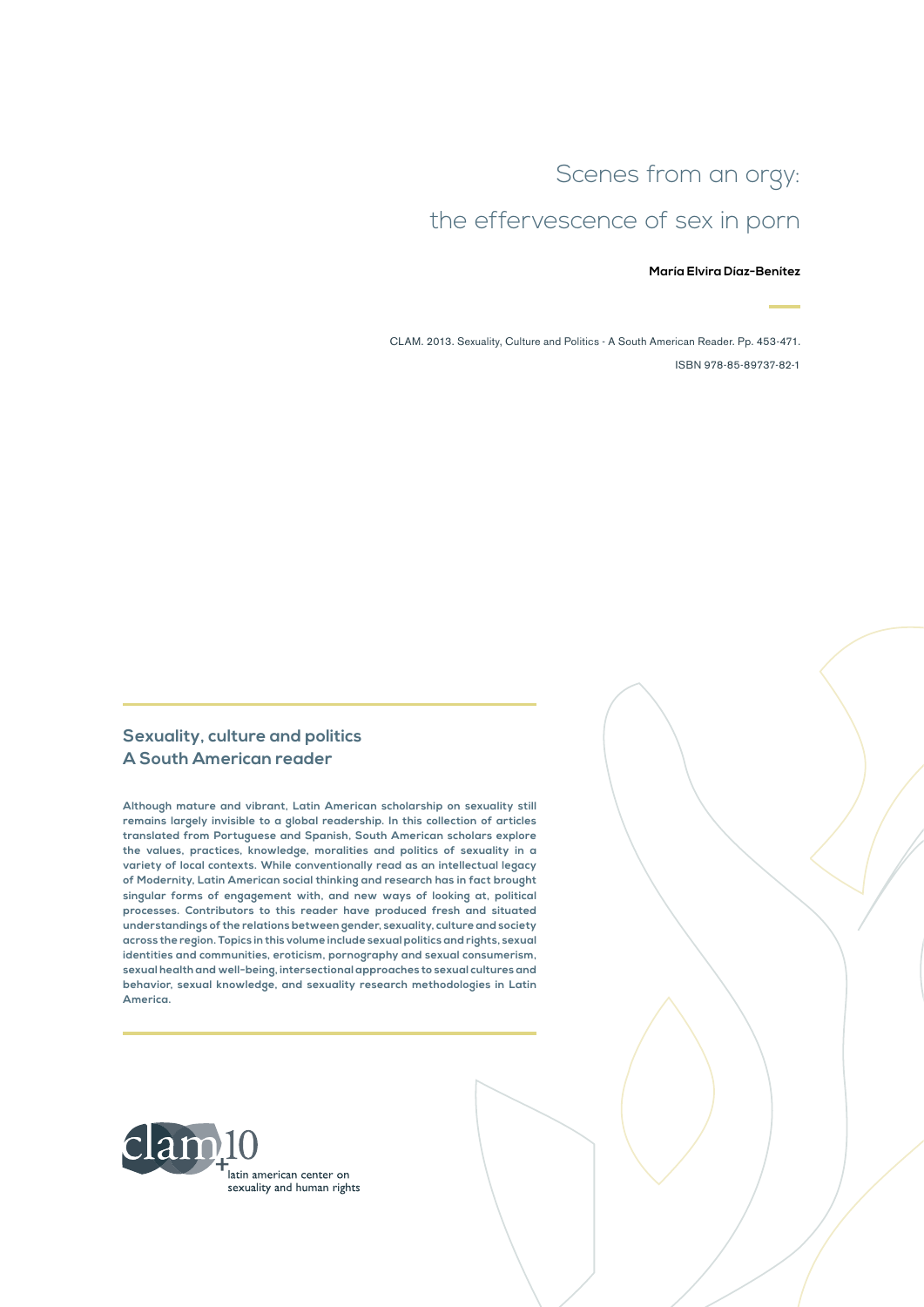# Scenes from an orgy: the effervescence of sex in porn

**María Elvira Díaz-Benítez**

CLAM. 2013. Sexuality, Culture and Politics - A South American Reader. Pp. 453-471.

ISBN 978-85-89737-82-1

## Sexuality, culture and politics
## A South American reader

**Although mature and vibrant, Latin American scholarship on sexuality still remains largely invisible to a global readership. In this collection of articles translated from Portuguese and Spanish, South American scholars explore the values, practices, knowledge, moralities and politics of sexuality in a variety of local contexts. While conventionally read as an intellectual legacy of Modernity, Latin American social thinking and research has in fact brought singular forms of engagement with, and new ways of looking at, political processes. Contributors to this reader have produced fresh and situated understandings of the relations between gender, sexuality, culture and society across the region. Topics in this volume include sexual politics and rights, sexual identities and communities, eroticism, pornography and sexual consumerism, sexual health and well-being, intersectional approaches to sexual cultures and behavior, sexual knowledge, and sexuality research methodologies in Latin America.**

clam+10

latin american center on sexuality and human rights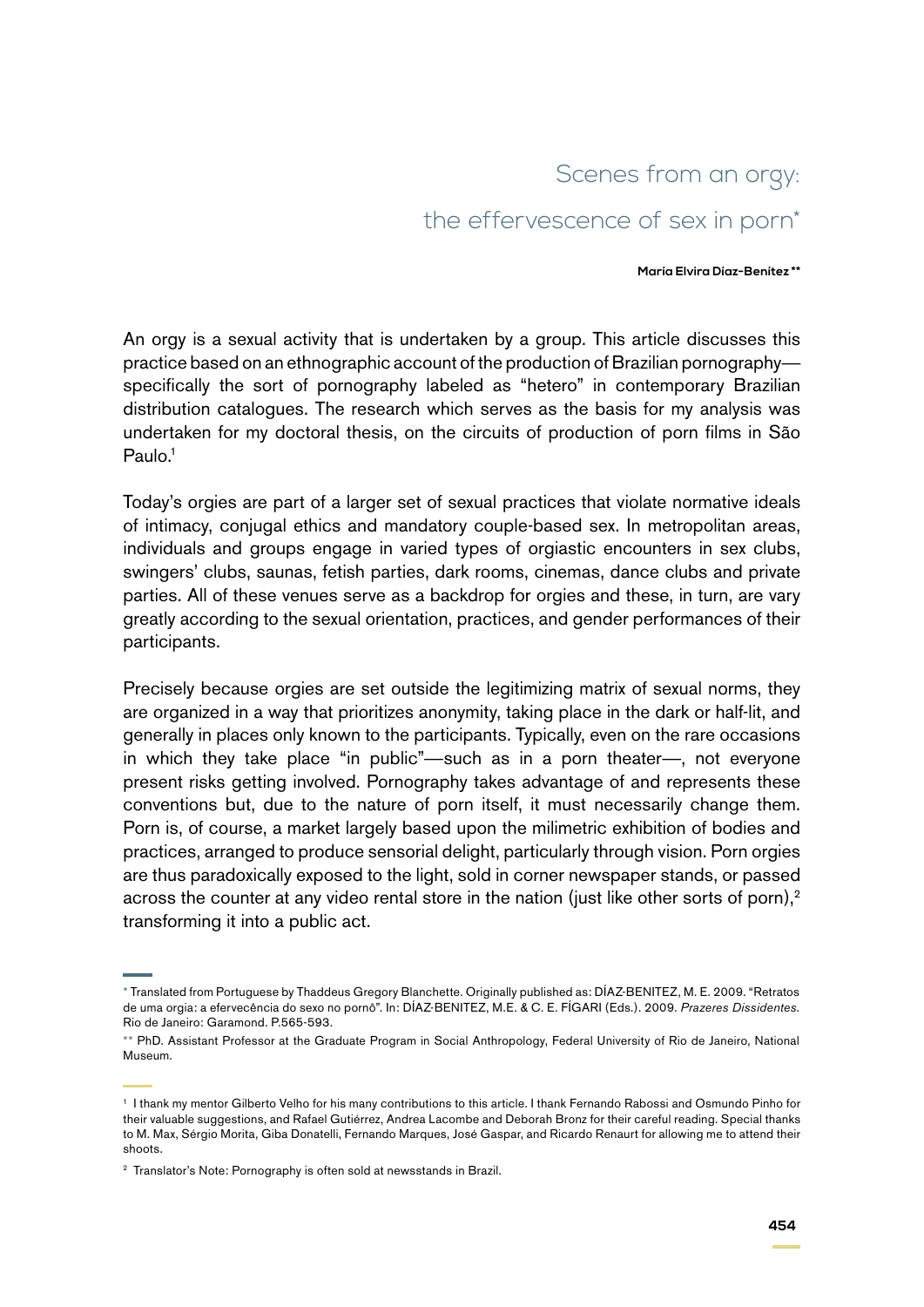# Scenes from an orgy: the effervescence of sex in porn*

**María Elvira Díaz-Benítez \*\***

An orgy is a sexual activity that is undertaken by a group. This article discusses this practice based on an ethnographic account of the production of Brazilian pornography—specifically the sort of pornography labeled as "hetero" in contemporary Brazilian distribution catalogues. The research which serves as the basis for my analysis was undertaken for my doctoral thesis, on the circuits of production of porn films in São Paulo.[1]

Today's orgies are part of a larger set of sexual practices that violate normative ideals of intimacy, conjugal ethics and mandatory couple-based sex. In metropolitan areas, individuals and groups engage in varied types of orgiastic encounters in sex clubs, swingers' clubs, saunas, fetish parties, dark rooms, cinemas, dance clubs and private parties. All of these venues serve as a backdrop for orgies and these, in turn, are vary greatly according to the sexual orientation, practices, and gender performances of their participants.

Precisely because orgies are set outside the legitimizing matrix of sexual norms, they are organized in a way that prioritizes anonymity, taking place in the dark or half-lit, and generally in places only known to the participants. Typically, even on the rare occasions in which they take place "in public"—such as in a porn theater—, not everyone present risks getting involved. Pornography takes advantage of and represents these conventions but, due to the nature of porn itself, it must necessarily change them. Porn is, of course, a market largely based upon the milimetric exhibition of bodies and practices, arranged to produce sensorial delight, particularly through vision. Porn orgies are thus paradoxically exposed to the light, sold in corner newspaper stands, or passed across the counter at any video rental store in the nation (just like other sorts of porn),[2] transforming it into a public act.

---

\* Translated from Portuguese by Thaddeus Gregory Blanchette. Originally published as: DÍAZ-BENITEZ, M. E. 2009. "Retratos de uma orgia: a efervecência do sexo no pornô". In: DÍAZ-BENITEZ, M.E. & C. E. FÍGARI (Eds.). 2009. *Prazeres Dissidentes*. Rio de Janeiro: Garamond. P.565-593.

\*\* PhD. Assistant Professor at the Graduate Program in Social Anthropology, Federal University of Rio de Janeiro, National Museum.

[1] I thank my mentor Gilberto Velho for his many contributions to this article. I thank Fernando Rabossi and Osmundo Pinho for their valuable suggestions, and Rafael Gutiérrez, Andrea Lacombe and Deborah Bronz for their careful reading. Special thanks to M. Max, Sérgio Morita, Giba Donatelli, Fernando Marques, José Gaspar, and Ricardo Renaurt for allowing me to attend their shoots.

[2] Translator's Note: Pornography is often sold at newsstands in Brazil.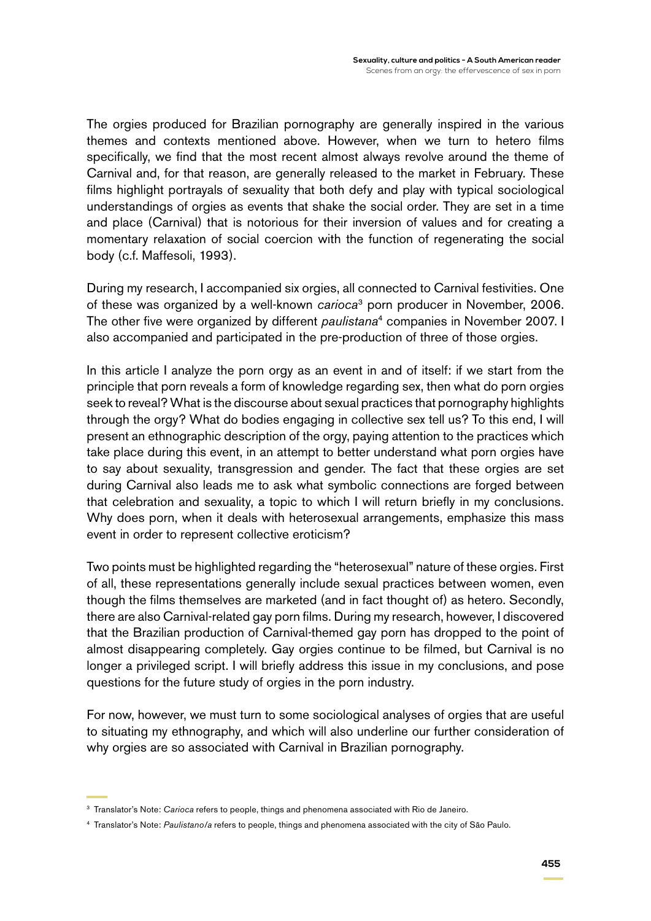The orgies produced for Brazilian pornography are generally inspired in the various themes and contexts mentioned above. However, when we turn to hetero films specifically, we find that the most recent almost always revolve around the theme of Carnival and, for that reason, are generally released to the market in February. These films highlight portrayals of sexuality that both defy and play with typical sociological understandings of orgies as events that shake the social order. They are set in a time and place (Carnival) that is notorious for their inversion of values and for creating a momentary relaxation of social coercion with the function of regenerating the social body (c.f. Maffesoli, 1993).

During my research, I accompanied six orgies, all connected to Carnival festivities. One of these was organized by a well-known *carioca*[3] porn producer in November, 2006. The other five were organized by different *paulistana*[4] companies in November 2007. I also accompanied and participated in the pre-production of three of those orgies.

In this article I analyze the porn orgy as an event in and of itself: if we start from the principle that porn reveals a form of knowledge regarding sex, then what do porn orgies seek to reveal? What is the discourse about sexual practices that pornography highlights through the orgy? What do bodies engaging in collective sex tell us? To this end, I will present an ethnographic description of the orgy, paying attention to the practices which take place during this event, in an attempt to better understand what porn orgies have to say about sexuality, transgression and gender. The fact that these orgies are set during Carnival also leads me to ask what symbolic connections are forged between that celebration and sexuality, a topic to which I will return briefly in my conclusions. Why does porn, when it deals with heterosexual arrangements, emphasize this mass event in order to represent collective eroticism?

Two points must be highlighted regarding the "heterosexual" nature of these orgies. First of all, these representations generally include sexual practices between women, even though the films themselves are marketed (and in fact thought of) as hetero. Secondly, there are also Carnival-related gay porn films. During my research, however, I discovered that the Brazilian production of Carnival-themed gay porn has dropped to the point of almost disappearing completely. Gay orgies continue to be filmed, but Carnival is no longer a privileged script. I will briefly address this issue in my conclusions, and pose questions for the future study of orgies in the porn industry.

For now, however, we must turn to some sociological analyses of orgies that are useful to situating my ethnography, and which will also underline our further consideration of why orgies are so associated with Carnival in Brazilian pornography.

---

[3] Translator's Note: *Carioca* refers to people, things and phenomena associated with Rio de Janeiro.

[4] Translator's Note: *Paulistano/a* refers to people, things and phenomena associated with the city of São Paulo.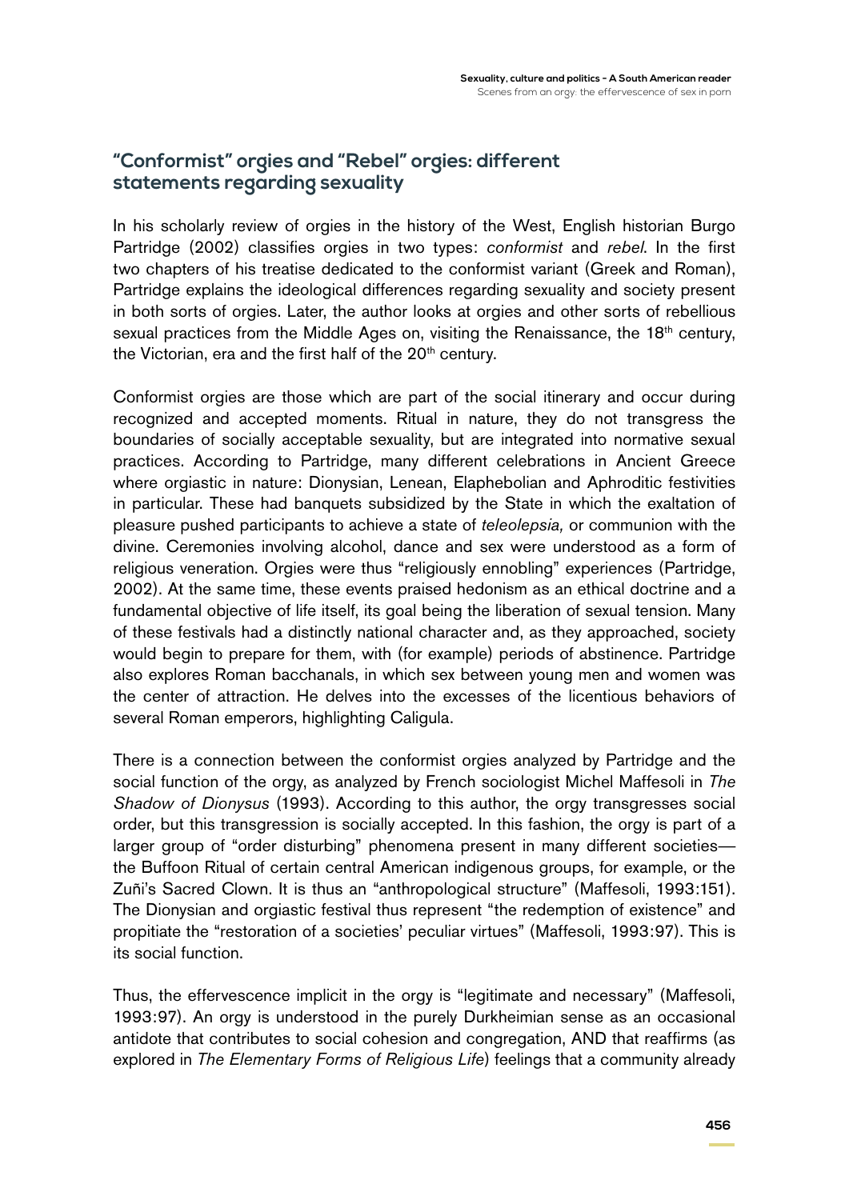## "Conformist" orgies and "Rebel" orgies: different statements regarding sexuality

In his scholarly review of orgies in the history of the West, English historian Burgo Partridge (2002) classifies orgies in two types: *conformist* and *rebel*. In the first two chapters of his treatise dedicated to the conformist variant (Greek and Roman), Partridge explains the ideological differences regarding sexuality and society present in both sorts of orgies. Later, the author looks at orgies and other sorts of rebellious sexual practices from the Middle Ages on, visiting the Renaissance, the 18th century, the Victorian, era and the first half of the 20th century.

Conformist orgies are those which are part of the social itinerary and occur during recognized and accepted moments. Ritual in nature, they do not transgress the boundaries of socially acceptable sexuality, but are integrated into normative sexual practices. According to Partridge, many different celebrations in Ancient Greece where orgiastic in nature: Dionysian, Lenean, Elaphebolian and Aphroditic festivities in particular. These had banquets subsidized by the State in which the exaltation of pleasure pushed participants to achieve a state of *teleolepsia,* or communion with the divine. Ceremonies involving alcohol, dance and sex were understood as a form of religious veneration. Orgies were thus "religiously ennobling" experiences (Partridge, 2002). At the same time, these events praised hedonism as an ethical doctrine and a fundamental objective of life itself, its goal being the liberation of sexual tension. Many of these festivals had a distinctly national character and, as they approached, society would begin to prepare for them, with (for example) periods of abstinence. Partridge also explores Roman bacchanals, in which sex between young men and women was the center of attraction. He delves into the excesses of the licentious behaviors of several Roman emperors, highlighting Caligula.

There is a connection between the conformist orgies analyzed by Partridge and the social function of the orgy, as analyzed by French sociologist Michel Maffesoli in *The Shadow of Dionysus* (1993). According to this author, the orgy transgresses social order, but this transgression is socially accepted. In this fashion, the orgy is part of a larger group of "order disturbing" phenomena present in many different societies—the Buffoon Ritual of certain central American indigenous groups, for example, or the Zuñi's Sacred Clown. It is thus an "anthropological structure" (Maffesoli, 1993:151). The Dionysian and orgiastic festival thus represent "the redemption of existence" and propitiate the "restoration of a societies' peculiar virtues" (Maffesoli, 1993:97). This is its social function.

Thus, the effervescence implicit in the orgy is "legitimate and necessary" (Maffesoli, 1993:97). An orgy is understood in the purely Durkheimian sense as an occasional antidote that contributes to social cohesion and congregation, AND that reaffirms (as explored in *The Elementary Forms of Religious Life*) feelings that a community already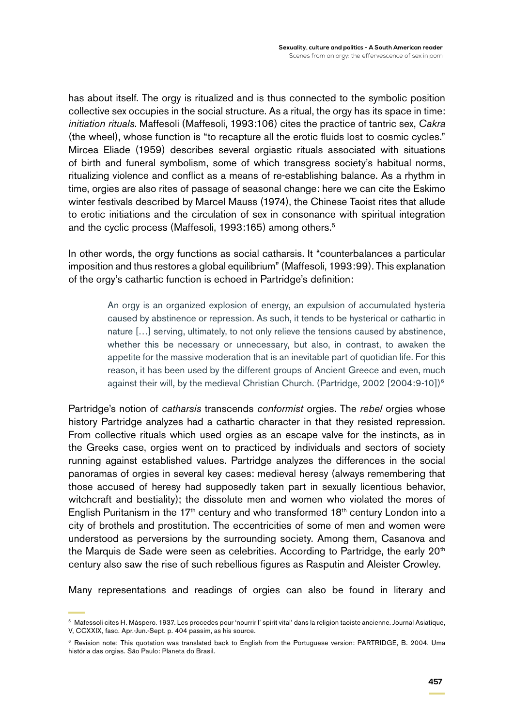has about itself. The orgy is ritualized and is thus connected to the symbolic position collective sex occupies in the social structure. As a ritual, the orgy has its space in time: *initiation rituals*. Maffesoli (Maffesoli, 1993:106) cites the practice of tantric sex, *Cakra* (the wheel), whose function is "to recapture all the erotic fluids lost to cosmic cycles." Mircea Eliade (1959) describes several orgiastic rituals associated with situations of birth and funeral symbolism, some of which transgress society's habitual norms, ritualizing violence and conflict as a means of re-establishing balance. As a rhythm in time, orgies are also rites of passage of seasonal change: here we can cite the Eskimo winter festivals described by Marcel Mauss (1974), the Chinese Taoist rites that allude to erotic initiations and the circulation of sex in consonance with spiritual integration and the cyclic process (Maffesoli, 1993:165) among others.[5]

In other words, the orgy functions as social catharsis. It "counterbalances a particular imposition and thus restores a global equilibrium" (Maffesoli, 1993:99). This explanation of the orgy's cathartic function is echoed in Partridge's definition:

> An orgy is an organized explosion of energy, an expulsion of accumulated hysteria caused by abstinence or repression. As such, it tends to be hysterical or cathartic in nature [...] serving, ultimately, to not only relieve the tensions caused by abstinence, whether this be necessary or unnecessary, but also, in contrast, to awaken the appetite for the massive moderation that is an inevitable part of quotidian life. For this reason, it has been used by the different groups of Ancient Greece and even, much against their will, by the medieval Christian Church. (Partridge, 2002 [2004:9-10])[6]

Partridge's notion of *catharsis* transcends *conformist* orgies. The *rebel* orgies whose history Partridge analyzes had a cathartic character in that they resisted repression. From collective rituals which used orgies as an escape valve for the instincts, as in the Greeks case, orgies went on to practiced by individuals and sectors of society running against established values. Partridge analyzes the differences in the social panoramas of orgies in several key cases: medieval heresy (always remembering that those accused of heresy had supposedly taken part in sexually licentious behavior, witchcraft and bestiality); the dissolute men and women who violated the mores of English Puritanism in the 17th century and who transformed 18th century London into a city of brothels and prostitution. The eccentricities of some of men and women were understood as perversions by the surrounding society. Among them, Casanova and the Marquis de Sade were seen as celebrities. According to Partridge, the early 20th century also saw the rise of such rebellious figures as Rasputin and Aleister Crowley.

Many representations and readings of orgies can also be found in literary and

---

[5] Mafessoli cites H. Máspero. 1937. Les procedes pour 'nourrir l' spirit vital' dans la religion taoiste ancienne. Journal Asiatique, V, CCXXIX, fasc. Apr.-Jun.-Sept. p. 404 passim, as his source.

[6] Revision note: This quotation was translated back to English from the Portuguese version: PARTRIDGE, B. 2004. Uma história das orgias. São Paulo: Planeta do Brasil.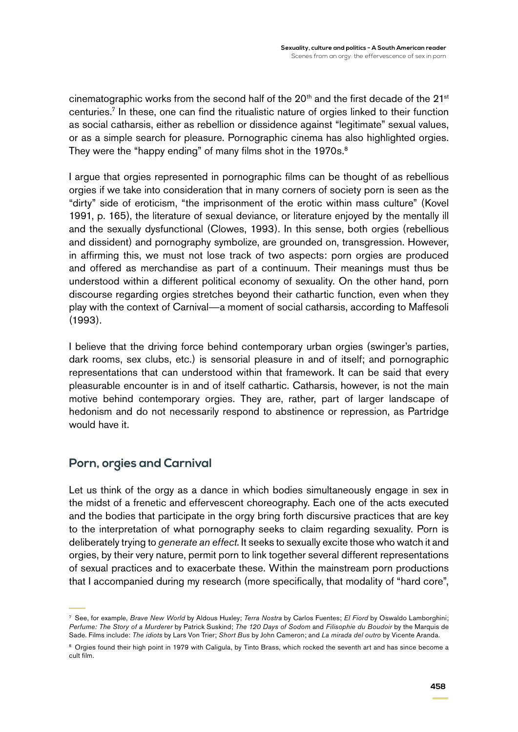cinematographic works from the second half of the 20th and the first decade of the 21st centuries.[7] In these, one can find the ritualistic nature of orgies linked to their function as social catharsis, either as rebellion or dissidence against "legitimate" sexual values, or as a simple search for pleasure. Pornographic cinema has also highlighted orgies. They were the "happy ending" of many films shot in the 1970s.[8]

I argue that orgies represented in pornographic films can be thought of as rebellious orgies if we take into consideration that in many corners of society porn is seen as the "dirty" side of eroticism, "the imprisonment of the erotic within mass culture" (Kovel 1991, p. 165), the literature of sexual deviance, or literature enjoyed by the mentally ill and the sexually dysfunctional (Clowes, 1993). In this sense, both orgies (rebellious and dissident) and pornography symbolize, are grounded on, transgression. However, in affirming this, we must not lose track of two aspects: porn orgies are produced and offered as merchandise as part of a continuum. Their meanings must thus be understood within a different political economy of sexuality. On the other hand, porn discourse regarding orgies stretches beyond their cathartic function, even when they play with the context of Carnival—a moment of social catharsis, according to Maffesoli (1993).

I believe that the driving force behind contemporary urban orgies (swinger's parties, dark rooms, sex clubs, etc.) is sensorial pleasure in and of itself; and pornographic representations that can understood within that framework. It can be said that every pleasurable encounter is in and of itself cathartic. Catharsis, however, is not the main motive behind contemporary orgies. They are, rather, part of larger landscape of hedonism and do not necessarily respond to abstinence or repression, as Partridge would have it.

## Porn, orgies and Carnival

Let us think of the orgy as a dance in which bodies simultaneously engage in sex in the midst of a frenetic and effervescent choreography. Each one of the acts executed and the bodies that participate in the orgy bring forth discursive practices that are key to the interpretation of what pornography seeks to claim regarding sexuality. Porn is deliberately trying to *generate an effect*. It seeks to sexually excite those who watch it and orgies, by their very nature, permit porn to link together several different representations of sexual practices and to exacerbate these. Within the mainstream porn productions that I accompanied during my research (more specifically, that modality of "hard core",

[7] See, for example, *Brave New World* by Aldous Huxley; *Terra Nostra* by Carlos Fuentes; *El Fiord* by Oswaldo Lamborghini; *Perfume: The Story of a Murderer* by Patrick Suskind; *The 120 Days of Sodom* and *Filisophie du Boudoir* by the Marquis de Sade. Films include: *The idiots* by Lars Von Trier; *Short Bus* by John Cameron; and *La mirada del outro* by Vicente Aranda.

[8] Orgies found their high point in 1979 with Caligula, by Tinto Brass, which rocked the seventh art and has since become a cult film.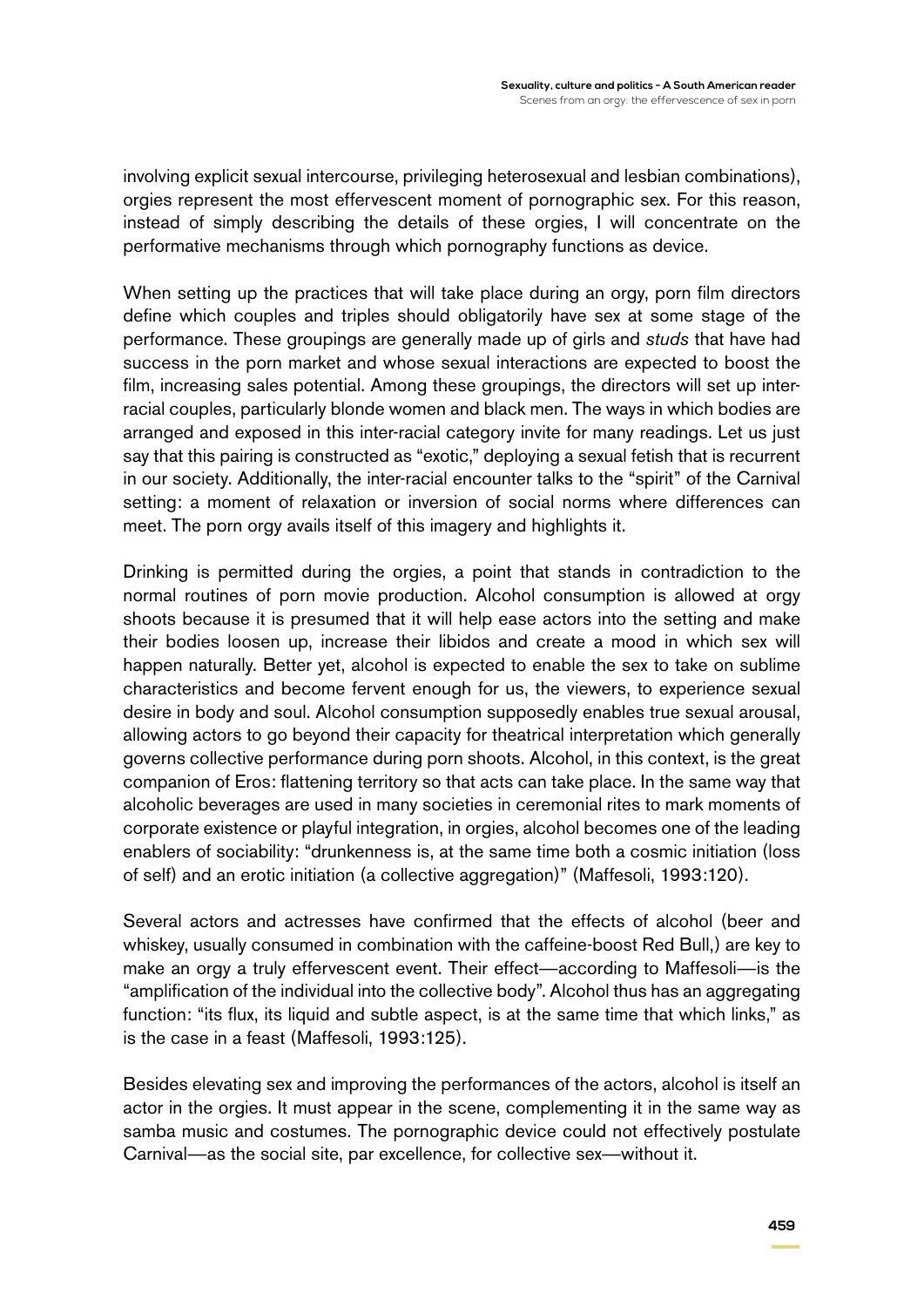involving explicit sexual intercourse, privileging heterosexual and lesbian combinations), orgies represent the most effervescent moment of pornographic sex. For this reason, instead of simply describing the details of these orgies, I will concentrate on the performative mechanisms through which pornography functions as device.

When setting up the practices that will take place during an orgy, porn film directors define which couples and triples should obligatorily have sex at some stage of the performance. These groupings are generally made up of girls and *studs* that have had success in the porn market and whose sexual interactions are expected to boost the film, increasing sales potential. Among these groupings, the directors will set up inter-racial couples, particularly blonde women and black men. The ways in which bodies are arranged and exposed in this inter-racial category invite for many readings. Let us just say that this pairing is constructed as "exotic," deploying a sexual fetish that is recurrent in our society. Additionally, the inter-racial encounter talks to the "spirit" of the Carnival setting: a moment of relaxation or inversion of social norms where differences can meet. The porn orgy avails itself of this imagery and highlights it.

Drinking is permitted during the orgies, a point that stands in contradiction to the normal routines of porn movie production. Alcohol consumption is allowed at orgy shoots because it is presumed that it will help ease actors into the setting and make their bodies loosen up, increase their libidos and create a mood in which sex will happen naturally. Better yet, alcohol is expected to enable the sex to take on sublime characteristics and become fervent enough for us, the viewers, to experience sexual desire in body and soul. Alcohol consumption supposedly enables true sexual arousal, allowing actors to go beyond their capacity for theatrical interpretation which generally governs collective performance during porn shoots. Alcohol, in this context, is the great companion of Eros: flattening territory so that acts can take place. In the same way that alcoholic beverages are used in many societies in ceremonial rites to mark moments of corporate existence or playful integration, in orgies, alcohol becomes one of the leading enablers of sociability: "drunkenness is, at the same time both a cosmic initiation (loss of self) and an erotic initiation (a collective aggregation)" (Maffesoli, 1993:120).

Several actors and actresses have confirmed that the effects of alcohol (beer and whiskey, usually consumed in combination with the caffeine-boost Red Bull,) are key to make an orgy a truly effervescent event. Their effect—according to Maffesoli—is the "amplification of the individual into the collective body". Alcohol thus has an aggregating function: "its flux, its liquid and subtle aspect, is at the same time that which links," as is the case in a feast (Maffesoli, 1993:125).

Besides elevating sex and improving the performances of the actors, alcohol is itself an actor in the orgies. It must appear in the scene, complementing it in the same way as samba music and costumes. The pornographic device could not effectively postulate Carnival—as the social site, par excellence, for collective sex—without it.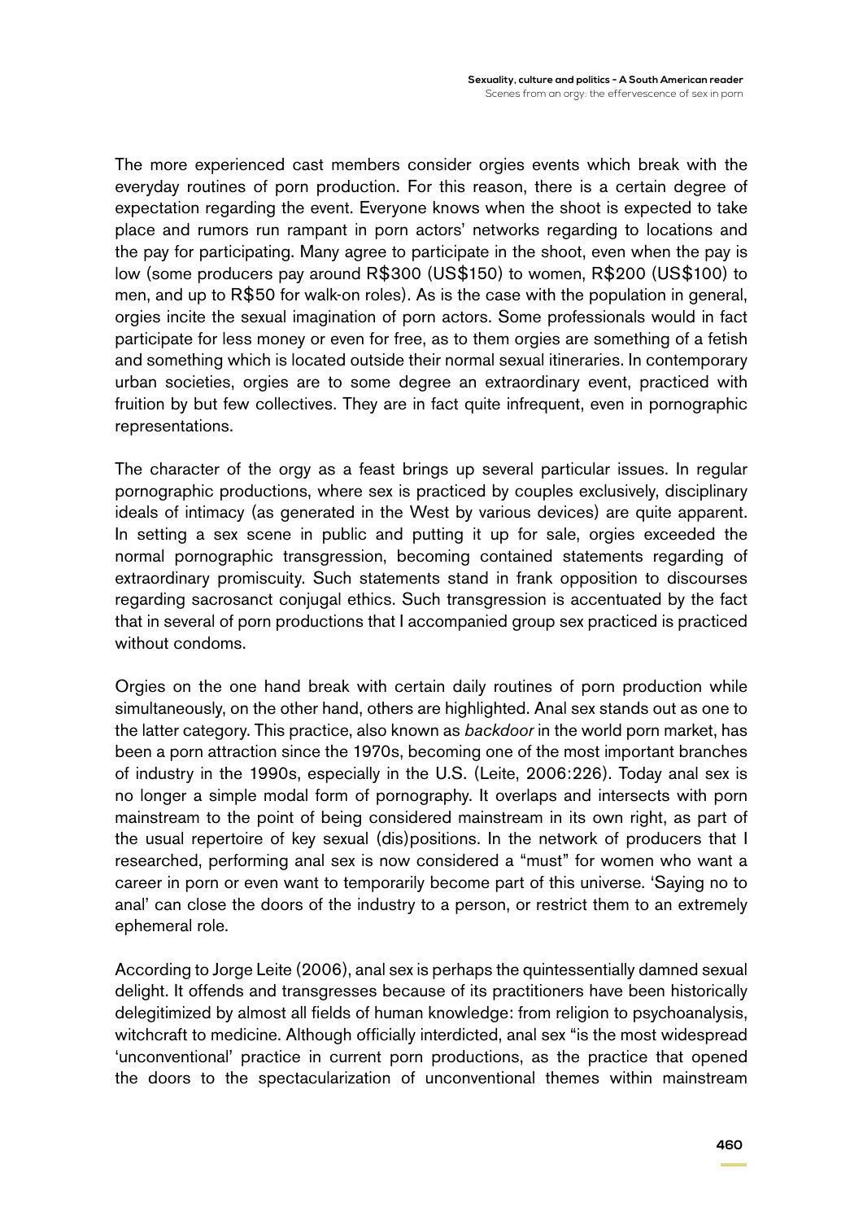The more experienced cast members consider orgies events which break with the everyday routines of porn production. For this reason, there is a certain degree of expectation regarding the event. Everyone knows when the shoot is expected to take place and rumors run rampant in porn actors' networks regarding to locations and the pay for participating. Many agree to participate in the shoot, even when the pay is low (some producers pay around R$300 (US$150) to women, R$200 (US$100) to men, and up to R$50 for walk-on roles). As is the case with the population in general, orgies incite the sexual imagination of porn actors. Some professionals would in fact participate for less money or even for free, as to them orgies are something of a fetish and something which is located outside their normal sexual itineraries. In contemporary urban societies, orgies are to some degree an extraordinary event, practiced with fruition by but few collectives. They are in fact quite infrequent, even in pornographic representations.

The character of the orgy as a feast brings up several particular issues. In regular pornographic productions, where sex is practiced by couples exclusively, disciplinary ideals of intimacy (as generated in the West by various devices) are quite apparent. In setting a sex scene in public and putting it up for sale, orgies exceeded the normal pornographic transgression, becoming contained statements regarding of extraordinary promiscuity. Such statements stand in frank opposition to discourses regarding sacrosanct conjugal ethics. Such transgression is accentuated by the fact that in several of porn productions that I accompanied group sex practiced is practiced without condoms.

Orgies on the one hand break with certain daily routines of porn production while simultaneously, on the other hand, others are highlighted. Anal sex stands out as one to the latter category. This practice, also known as *backdoor* in the world porn market, has been a porn attraction since the 1970s, becoming one of the most important branches of industry in the 1990s, especially in the U.S. (Leite, 2006:226). Today anal sex is no longer a simple modal form of pornography. It overlaps and intersects with porn mainstream to the point of being considered mainstream in its own right, as part of the usual repertoire of key sexual (dis)positions. In the network of producers that I researched, performing anal sex is now considered a "must" for women who want a career in porn or even want to temporarily become part of this universe. 'Saying no to anal' can close the doors of the industry to a person, or restrict them to an extremely ephemeral role.

According to Jorge Leite (2006), anal sex is perhaps the quintessentially damned sexual delight. It offends and transgresses because of its practitioners have been historically delegitimized by almost all fields of human knowledge: from religion to psychoanalysis, witchcraft to medicine. Although officially interdicted, anal sex "is the most widespread 'unconventional' practice in current porn productions, as the practice that opened the doors to the spectacularization of unconventional themes within mainstream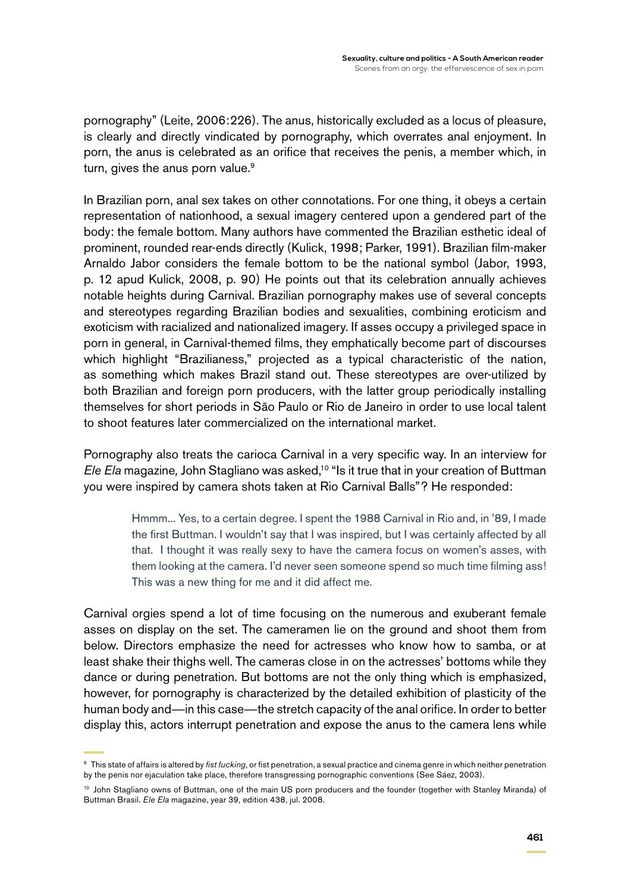pornography" (Leite, 2006:226). The anus, historically excluded as a locus of pleasure, is clearly and directly vindicated by pornography, which overrates anal enjoyment. In porn, the anus is celebrated as an orifice that receives the penis, a member which, in turn, gives the anus porn value.[9]

In Brazilian porn, anal sex takes on other connotations. For one thing, it obeys a certain representation of nationhood, a sexual imagery centered upon a gendered part of the body: the female bottom. Many authors have commented the Brazilian esthetic ideal of prominent, rounded rear-ends directly (Kulick, 1998; Parker, 1991). Brazilian film-maker Arnaldo Jabor considers the female bottom to be the national symbol (Jabor, 1993, p. 12 apud Kulick, 2008, p. 90) He points out that its celebration annually achieves notable heights during Carnival. Brazilian pornography makes use of several concepts and stereotypes regarding Brazilian bodies and sexualities, combining eroticism and exoticism with racialized and nationalized imagery. If asses occupy a privileged space in porn in general, in Carnival-themed films, they emphatically become part of discourses which highlight "Brazilianess," projected as a typical characteristic of the nation, as something which makes Brazil stand out. These stereotypes are over-utilized by both Brazilian and foreign porn producers, with the latter group periodically installing themselves for short periods in São Paulo or Rio de Janeiro in order to use local talent to shoot features later commercialized on the international market.

Pornography also treats the carioca Carnival in a very specific way. In an interview for *Ele Ela* magazine, John Stagliano was asked,[10] "Is it true that in your creation of Buttman you were inspired by camera shots taken at Rio Carnival Balls"? He responded:

> Hmmm... Yes, to a certain degree. I spent the 1988 Carnival in Rio and, in '89, I made the first Buttman. I wouldn't say that I was inspired, but I was certainly affected by all that. I thought it was really sexy to have the camera focus on women's asses, with them looking at the camera. I'd never seen someone spend so much time filming ass! This was a new thing for me and it did affect me.

Carnival orgies spend a lot of time focusing on the numerous and exuberant female asses on display on the set. The cameramen lie on the ground and shoot them from below. Directors emphasize the need for actresses who know how to samba, or at least shake their thighs well. The cameras close in on the actresses' bottoms while they dance or during penetration. But bottoms are not the only thing which is emphasized, however, for pornography is characterized by the detailed exhibition of plasticity of the human body and—in this case—the stretch capacity of the anal orifice. In order to better display this, actors interrupt penetration and expose the anus to the camera lens while

[9] This state of affairs is altered by *fist fucking*, or fist penetration, a sexual practice and cinema genre in which neither penetration by the penis nor ejaculation take place, therefore transgressing pornographic conventions (See Sáez, 2003).

[10] John Stagliano owns of Buttman, one of the main US porn producers and the founder (together with Stanley Miranda) of Buttman Brasil. *Ele Ela* magazine, year 39, edition 438, jul. 2008.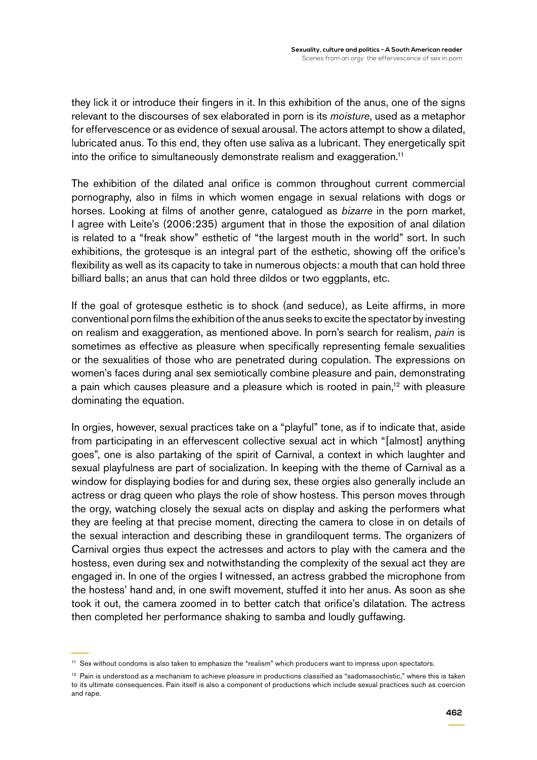they lick it or introduce their fingers in it. In this exhibition of the anus, one of the signs relevant to the discourses of sex elaborated in porn is its *moisture*, used as a metaphor for effervescence or as evidence of sexual arousal. The actors attempt to show a dilated, lubricated anus. To this end, they often use saliva as a lubricant. They energetically spit into the orifice to simultaneously demonstrate realism and exaggeration.[11]

The exhibition of the dilated anal orifice is common throughout current commercial pornography, also in films in which women engage in sexual relations with dogs or horses. Looking at films of another genre, catalogued as *bizarre* in the porn market, I agree with Leite's (2006:235) argument that in those the exposition of anal dilation is related to a "freak show" esthetic of "the largest mouth in the world" sort. In such exhibitions, the grotesque is an integral part of the esthetic, showing off the orifice's flexibility as well as its capacity to take in numerous objects: a mouth that can hold three billiard balls; an anus that can hold three dildos or two eggplants, etc.

If the goal of grotesque esthetic is to shock (and seduce), as Leite affirms, in more conventional porn films the exhibition of the anus seeks to excite the spectator by investing on realism and exaggeration, as mentioned above. In porn's search for realism, *pain* is sometimes as effective as pleasure when specifically representing female sexualities or the sexualities of those who are penetrated during copulation. The expressions on women's faces during anal sex semiotically combine pleasure and pain, demonstrating a pain which causes pleasure and a pleasure which is rooted in pain,[12] with pleasure dominating the equation.

In orgies, however, sexual practices take on a "playful" tone, as if to indicate that, aside from participating in an effervescent collective sexual act in which "[almost] anything goes", one is also partaking of the spirit of Carnival, a context in which laughter and sexual playfulness are part of socialization. In keeping with the theme of Carnival as a window for displaying bodies for and during sex, these orgies also generally include an actress or drag queen who plays the role of show hostess. This person moves through the orgy, watching closely the sexual acts on display and asking the performers what they are feeling at that precise moment, directing the camera to close in on details of the sexual interaction and describing these in grandiloquent terms. The organizers of Carnival orgies thus expect the actresses and actors to play with the camera and the hostess, even during sex and notwithstanding the complexity of the sexual act they are engaged in. In one of the orgies I witnessed, an actress grabbed the microphone from the hostess' hand and, in one swift movement, stuffed it into her anus. As soon as she took it out, the camera zoomed in to better catch that orifice's dilatation. The actress then completed her performance shaking to samba and loudly guffawing.

---

[11] Sex without condoms is also taken to emphasize the "realism" which producers want to impress upon spectators.

[12] Pain is understood as a mechanism to achieve pleasure in productions classified as "sadomasochistic," where this is taken to its ultimate consequences. Pain itself is also a component of productions which include sexual practices such as coercion and rape.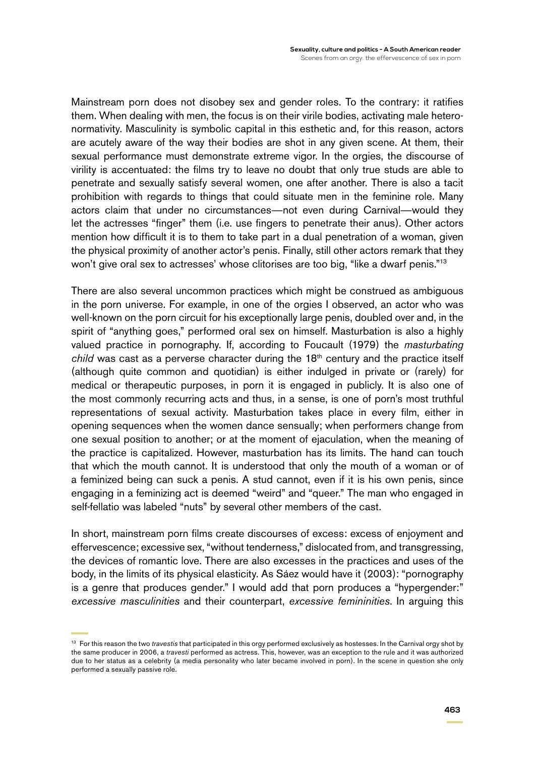Mainstream porn does not disobey sex and gender roles. To the contrary: it ratifies them. When dealing with men, the focus is on their virile bodies, activating male hetero-normativity. Masculinity is symbolic capital in this esthetic and, for this reason, actors are acutely aware of the way their bodies are shot in any given scene. At them, their sexual performance must demonstrate extreme vigor. In the orgies, the discourse of virility is accentuated: the films try to leave no doubt that only true studs are able to penetrate and sexually satisfy several women, one after another. There is also a tacit prohibition with regards to things that could situate men in the feminine role. Many actors claim that under no circumstances—not even during Carnival—would they let the actresses "finger" them (i.e. use fingers to penetrate their anus). Other actors mention how difficult it is to them to take part in a dual penetration of a woman, given the physical proximity of another actor's penis. Finally, still other actors remark that they won't give oral sex to actresses' whose clitorises are too big, "like a dwarf penis."[13]

There are also several uncommon practices which might be construed as ambiguous in the porn universe. For example, in one of the orgies I observed, an actor who was well-known on the porn circuit for his exceptionally large penis, doubled over and, in the spirit of "anything goes," performed oral sex on himself. Masturbation is also a highly valued practice in pornography. If, according to Foucault (1979) the *masturbating child* was cast as a perverse character during the 18th century and the practice itself (although quite common and quotidian) is either indulged in private or (rarely) for medical or therapeutic purposes, in porn it is engaged in publicly. It is also one of the most commonly recurring acts and thus, in a sense, is one of porn's most truthful representations of sexual activity. Masturbation takes place in every film, either in opening sequences when the women dance sensually; when performers change from one sexual position to another; or at the moment of ejaculation, when the meaning of the practice is capitalized. However, masturbation has its limits. The hand can touch that which the mouth cannot. It is understood that only the mouth of a woman or of a feminized being can suck a penis. A stud cannot, even if it is his own penis, since engaging in a feminizing act is deemed "weird" and "queer." The man who engaged in self-fellatio was labeled "nuts" by several other members of the cast.

In short, mainstream porn films create discourses of excess: excess of enjoyment and effervescence; excessive sex, "without tenderness," dislocated from, and transgressing, the devices of romantic love. There are also excesses in the practices and uses of the body, in the limits of its physical elasticity. As Sáez would have it (2003): "pornography is a genre that produces gender." I would add that porn produces a "hypergender:" *excessive masculinities* and their counterpart, *excessive femininities*. In arguing this

---

[13] For this reason the two *travestis* that participated in this orgy performed exclusively as hostesses. In the Carnival orgy shot by the same producer in 2006, a *travesti* performed as actress. This, however, was an exception to the rule and it was authorized due to her status as a celebrity (a media personality who later became involved in porn). In the scene in question she only performed a sexually passive role.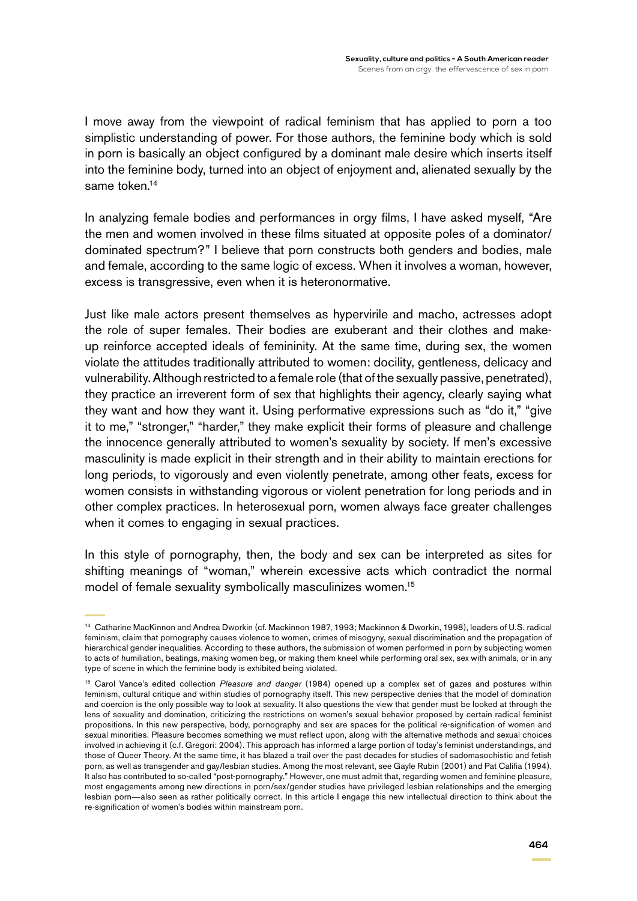I move away from the viewpoint of radical feminism that has applied to porn a too simplistic understanding of power. For those authors, the feminine body which is sold in porn is basically an object configured by a dominant male desire which inserts itself into the feminine body, turned into an object of enjoyment and, alienated sexually by the same token.[14]

In analyzing female bodies and performances in orgy films, I have asked myself, "Are the men and women involved in these films situated at opposite poles of a dominator/ dominated spectrum?" I believe that porn constructs both genders and bodies, male and female, according to the same logic of excess. When it involves a woman, however, excess is transgressive, even when it is heteronormative.

Just like male actors present themselves as hypervirile and macho, actresses adopt the role of super females. Their bodies are exuberant and their clothes and make-up reinforce accepted ideals of femininity. At the same time, during sex, the women violate the attitudes traditionally attributed to women: docility, gentleness, delicacy and vulnerability. Although restricted to a female role (that of the sexually passive, penetrated), they practice an irreverent form of sex that highlights their agency, clearly saying what they want and how they want it. Using performative expressions such as "do it," "give it to me," "stronger," "harder," they make explicit their forms of pleasure and challenge the innocence generally attributed to women's sexuality by society. If men's excessive masculinity is made explicit in their strength and in their ability to maintain erections for long periods, to vigorously and even violently penetrate, among other feats, excess for women consists in withstanding vigorous or violent penetration for long periods and in other complex practices. In heterosexual porn, women always face greater challenges when it comes to engaging in sexual practices.

In this style of pornography, then, the body and sex can be interpreted as sites for shifting meanings of "woman," wherein excessive acts which contradict the normal model of female sexuality symbolically masculinizes women.[15]

---

[14] Catharine MacKinnon and Andrea Dworkin (cf. Mackinnon 1987, 1993; Mackinnon & Dworkin, 1998), leaders of U.S. radical feminism, claim that pornography causes violence to women, crimes of misogyny, sexual discrimination and the propagation of hierarchical gender inequalities. According to these authors, the submission of women performed in porn by subjecting women to acts of humiliation, beatings, making women beg, or making them kneel while performing oral sex, sex with animals, or in any type of scene in which the feminine body is exhibited being violated.

[15] Carol Vance's edited collection *Pleasure and danger* (1984) opened up a complex set of gazes and postures within feminism, cultural critique and within studies of pornography itself. This new perspective denies that the model of domination and coercion is the only possible way to look at sexuality. It also questions the view that gender must be looked at through the lens of sexuality and domination, criticizing the restrictions on women's sexual behavior proposed by certain radical feminist propositions. In this new perspective, body, pornography and sex are spaces for the political re-signification of women and sexual minorities. Pleasure becomes something we must reflect upon, along with the alternative methods and sexual choices involved in achieving it (c.f. Gregori: 2004). This approach has informed a large portion of today's feminist understandings, and those of Queer Theory. At the same time, it has blazed a trail over the past decades for studies of sadomasochistic and fetish porn, as well as transgender and gay/lesbian studies. Among the most relevant, see Gayle Rubin (2001) and Pat Califia (1994). It also has contributed to so-called "post-pornography." However, one must admit that, regarding women and feminine pleasure, most engagements among new directions in porn/sex/gender studies have privileged lesbian relationships and the emerging lesbian porn—also seen as rather politically correct. In this article I engage this new intellectual direction to think about the re-signification of women's bodies within mainstream porn.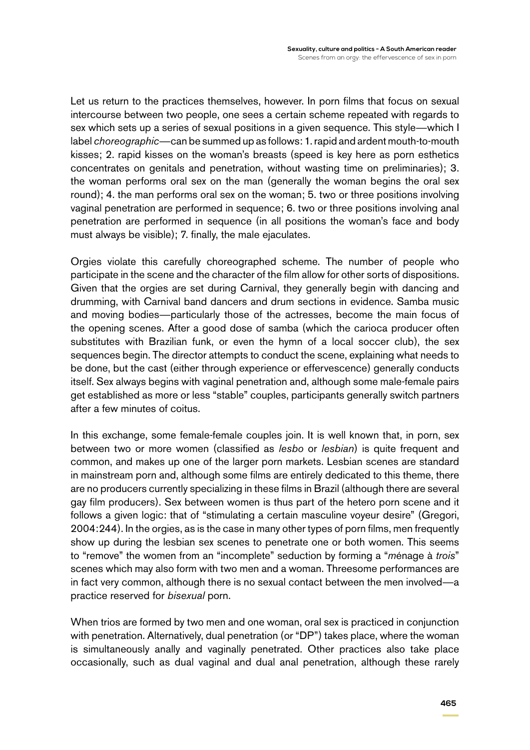Let us return to the practices themselves, however. In porn films that focus on sexual intercourse between two people, one sees a certain scheme repeated with regards to sex which sets up a series of sexual positions in a given sequence. This style—which I label *choreographic*—can be summed up as follows: 1. rapid and ardent mouth-to-mouth kisses; 2. rapid kisses on the woman's breasts (speed is key here as porn esthetics concentrates on genitals and penetration, without wasting time on preliminaries); 3. the woman performs oral sex on the man (generally the woman begins the oral sex round); 4. the man performs oral sex on the woman; 5. two or three positions involving vaginal penetration are performed in sequence; 6. two or three positions involving anal penetration are performed in sequence (in all positions the woman's face and body must always be visible); 7. finally, the male ejaculates.

Orgies violate this carefully choreographed scheme. The number of people who participate in the scene and the character of the film allow for other sorts of dispositions. Given that the orgies are set during Carnival, they generally begin with dancing and drumming, with Carnival band dancers and drum sections in evidence. Samba music and moving bodies—particularly those of the actresses, become the main focus of the opening scenes. After a good dose of samba (which the carioca producer often substitutes with Brazilian funk, or even the hymn of a local soccer club), the sex sequences begin. The director attempts to conduct the scene, explaining what needs to be done, but the cast (either through experience or effervescence) generally conducts itself. Sex always begins with vaginal penetration and, although some male-female pairs get established as more or less "stable" couples, participants generally switch partners after a few minutes of coitus.

In this exchange, some female-female couples join. It is well known that, in porn, sex between two or more women (classified as *lesbo* or *lesbian*) is quite frequent and common, and makes up one of the larger porn markets. Lesbian scenes are standard in mainstream porn and, although some films are entirely dedicated to this theme, there are no producers currently specializing in these films in Brazil (although there are several gay film producers). Sex between women is thus part of the hetero porn scene and it follows a given logic: that of "stimulating a certain masculine voyeur desire" (Gregori, 2004:244). In the orgies, as is the case in many other types of porn films, men frequently show up during the lesbian sex scenes to penetrate one or both women. This seems to "remove" the women from an "incomplete" seduction by forming a "*m*énage à *trois*" scenes which may also form with two men and a woman. Threesome performances are in fact very common, although there is no sexual contact between the men involved—a practice reserved for *bisexual* porn.

When trios are formed by two men and one woman, oral sex is practiced in conjunction with penetration. Alternatively, dual penetration (or "DP") takes place, where the woman is simultaneously anally and vaginally penetrated. Other practices also take place occasionally, such as dual vaginal and dual anal penetration, although these rarely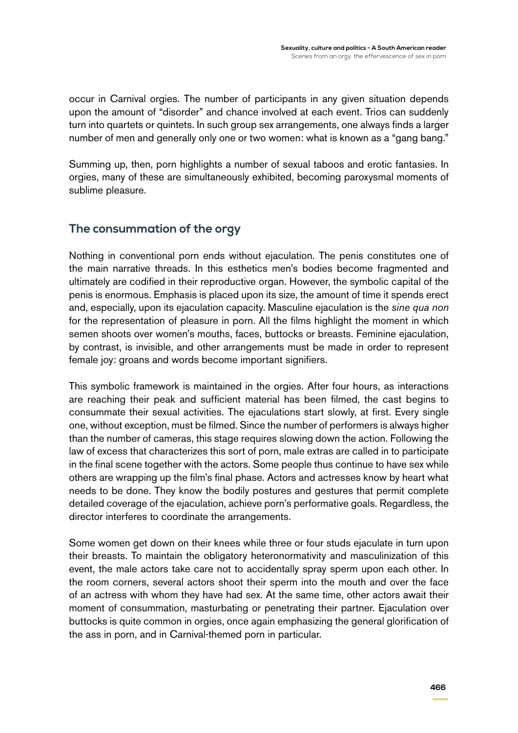occur in Carnival orgies. The number of participants in any given situation depends upon the amount of "disorder" and chance involved at each event. Trios can suddenly turn into quartets or quintets. In such group sex arrangements, one always finds a larger number of men and generally only one or two women: what is known as a "gang bang."

Summing up, then, porn highlights a number of sexual taboos and erotic fantasies. In orgies, many of these are simultaneously exhibited, becoming paroxysmal moments of sublime pleasure.

## The consummation of the orgy

Nothing in conventional porn ends without ejaculation. The penis constitutes one of the main narrative threads. In this esthetics men's bodies become fragmented and ultimately are codified in their reproductive organ. However, the symbolic capital of the penis is enormous. Emphasis is placed upon its size, the amount of time it spends erect and, especially, upon its ejaculation capacity. Masculine ejaculation is the *sine qua non* for the representation of pleasure in porn. All the films highlight the moment in which semen shoots over women's mouths, faces, buttocks or breasts. Feminine ejaculation, by contrast, is invisible, and other arrangements must be made in order to represent female joy: groans and words become important signifiers.

This symbolic framework is maintained in the orgies. After four hours, as interactions are reaching their peak and sufficient material has been filmed, the cast begins to consummate their sexual activities. The ejaculations start slowly, at first. Every single one, without exception, must be filmed. Since the number of performers is always higher than the number of cameras, this stage requires slowing down the action. Following the law of excess that characterizes this sort of porn, male extras are called in to participate in the final scene together with the actors. Some people thus continue to have sex while others are wrapping up the film's final phase. Actors and actresses know by heart what needs to be done. They know the bodily postures and gestures that permit complete detailed coverage of the ejaculation, achieve porn's performative goals. Regardless, the director interferes to coordinate the arrangements.

Some women get down on their knees while three or four studs ejaculate in turn upon their breasts. To maintain the obligatory heteronormativity and masculinization of this event, the male actors take care not to accidentally spray sperm upon each other. In the room corners, several actors shoot their sperm into the mouth and over the face of an actress with whom they have had sex. At the same time, other actors await their moment of consummation, masturbating or penetrating their partner. Ejaculation over buttocks is quite common in orgies, once again emphasizing the general glorification of the ass in porn, and in Carnival-themed porn in particular.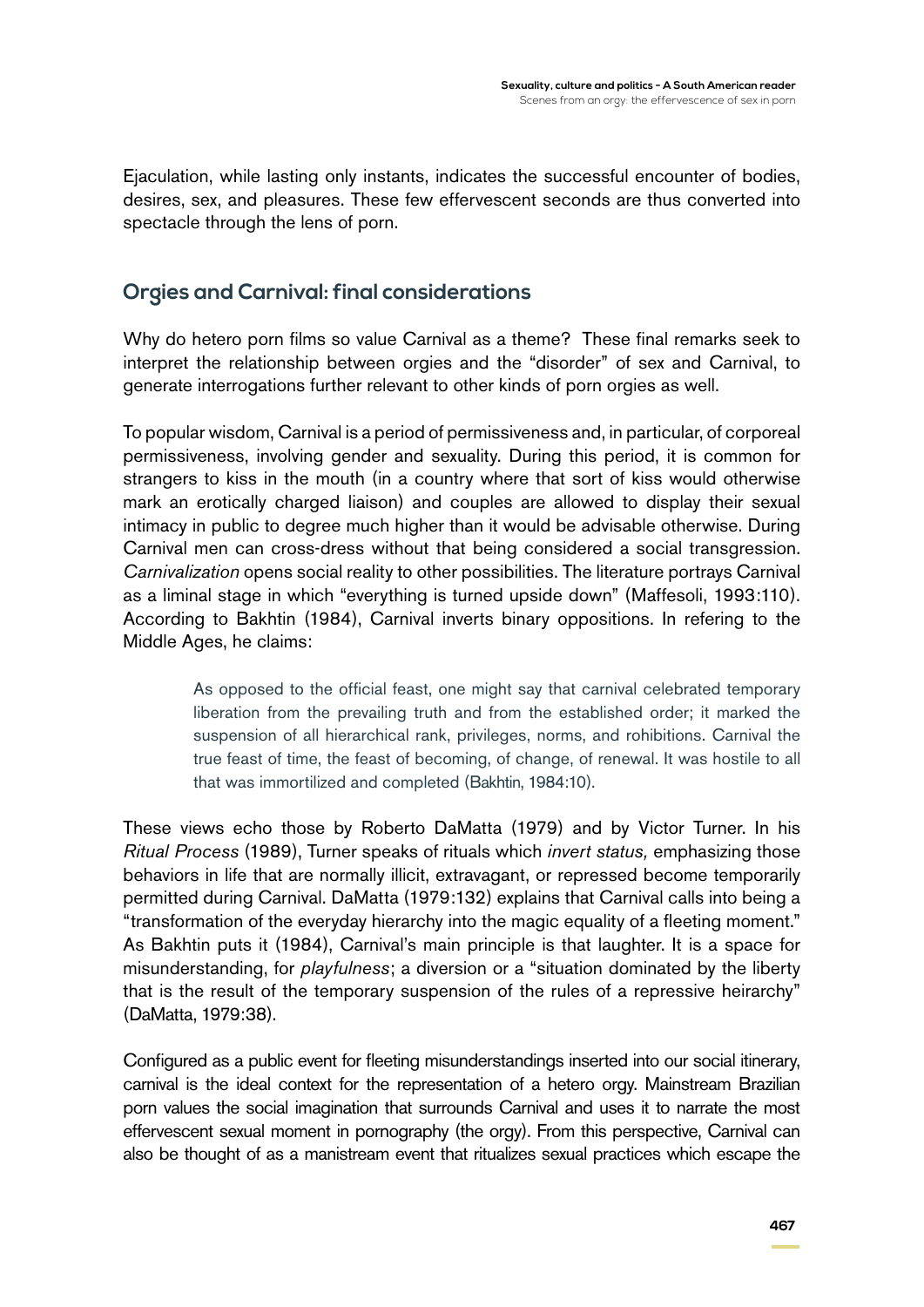Ejaculation, while lasting only instants, indicates the successful encounter of bodies, desires, sex, and pleasures. These few effervescent seconds are thus converted into spectacle through the lens of porn.

## Orgies and Carnival: final considerations

Why do hetero porn films so value Carnival as a theme? These final remarks seek to interpret the relationship between orgies and the "disorder" of sex and Carnival, to generate interrogations further relevant to other kinds of porn orgies as well.

To popular wisdom, Carnival is a period of permissiveness and, in particular, of corporeal permissiveness, involving gender and sexuality. During this period, it is common for strangers to kiss in the mouth (in a country where that sort of kiss would otherwise mark an erotically charged liaison) and couples are allowed to display their sexual intimacy in public to degree much higher than it would be advisable otherwise. During Carnival men can cross-dress without that being considered a social transgression. *Carnivalization* opens social reality to other possibilities. The literature portrays Carnival as a liminal stage in which "everything is turned upside down" (Maffesoli, 1993:110). According to Bakhtin (1984), Carnival inverts binary oppositions. In refering to the Middle Ages, he claims:

> As opposed to the official feast, one might say that carnival celebrated temporary liberation from the prevailing truth and from the established order; it marked the suspension of all hierarchical rank, privileges, norms, and rohibitions. Carnival the true feast of time, the feast of becoming, of change, of renewal. It was hostile to all that was immortilized and completed (Bakhtin, 1984:10).

These views echo those by Roberto DaMatta (1979) and by Victor Turner. In his *Ritual Process* (1989), Turner speaks of rituals which *invert status,* emphasizing those behaviors in life that are normally illicit, extravagant, or repressed become temporarily permitted during Carnival. DaMatta (1979:132) explains that Carnival calls into being a "transformation of the everyday hierarchy into the magic equality of a fleeting moment." As Bakhtin puts it (1984), Carnival's main principle is that laughter. It is a space for misunderstanding, for *playfulness*; a diversion or a "situation dominated by the liberty that is the result of the temporary suspension of the rules of a repressive heirarchy" (DaMatta, 1979:38).

Configured as a public event for fleeting misunderstandings inserted into our social itinerary, carnival is the ideal context for the representation of a hetero orgy. Mainstream Brazilian porn values the social imagination that surrounds Carnival and uses it to narrate the most effervescent sexual moment in pornography (the orgy). From this perspective, Carnival can also be thought of as a manistream event that ritualizes sexual practices which escape the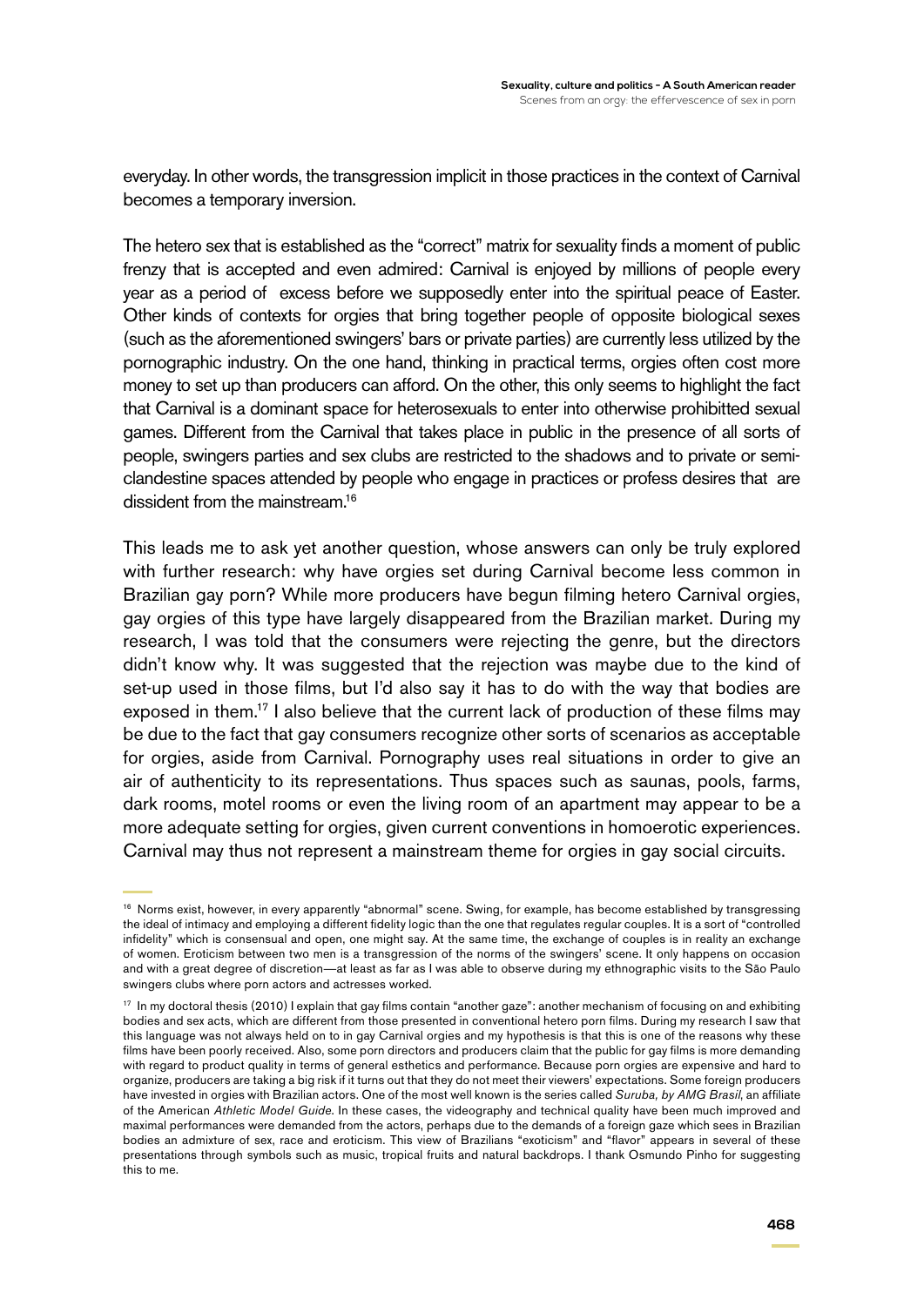everyday. In other words, the transgression implicit in those practices in the context of Carnival becomes a temporary inversion.

The hetero sex that is established as the "correct" matrix for sexuality finds a moment of public frenzy that is accepted and even admired: Carnival is enjoyed by millions of people every year as a period of excess before we supposedly enter into the spiritual peace of Easter. Other kinds of contexts for orgies that bring together people of opposite biological sexes (such as the aforementioned swingers' bars or private parties) are currently less utilized by the pornographic industry. On the one hand, thinking in practical terms, orgies often cost more money to set up than producers can afford. On the other, this only seems to highlight the fact that Carnival is a dominant space for heterosexuals to enter into otherwise prohibitted sexual games. Different from the Carnival that takes place in public in the presence of all sorts of people, swingers parties and sex clubs are restricted to the shadows and to private or semi-clandestine spaces attended by people who engage in practices or profess desires that are dissident from the mainstream.[16]

This leads me to ask yet another question, whose answers can only be truly explored with further research: why have orgies set during Carnival become less common in Brazilian gay porn? While more producers have begun filming hetero Carnival orgies, gay orgies of this type have largely disappeared from the Brazilian market. During my research, I was told that the consumers were rejecting the genre, but the directors didn't know why. It was suggested that the rejection was maybe due to the kind of set-up used in those films, but I'd also say it has to do with the way that bodies are exposed in them.[17] I also believe that the current lack of production of these films may be due to the fact that gay consumers recognize other sorts of scenarios as acceptable for orgies, aside from Carnival. Pornography uses real situations in order to give an air of authenticity to its representations. Thus spaces such as saunas, pools, farms, dark rooms, motel rooms or even the living room of an apartment may appear to be a more adequate setting for orgies, given current conventions in homoerotic experiences. Carnival may thus not represent a mainstream theme for orgies in gay social circuits.

[16] Norms exist, however, in every apparently "abnormal" scene. Swing, for example, has become established by transgressing the ideal of intimacy and employing a different fidelity logic than the one that regulates regular couples. It is a sort of "controlled infidelity" which is consensual and open, one might say. At the same time, the exchange of couples is in reality an exchange of women. Eroticism between two men is a transgression of the norms of the swingers' scene. It only happens on occasion and with a great degree of discretion—at least as far as I was able to observe during my ethnographic visits to the São Paulo swingers clubs where porn actors and actresses worked.

[17] In my doctoral thesis (2010) I explain that gay films contain "another gaze": another mechanism of focusing on and exhibiting bodies and sex acts, which are different from those presented in conventional hetero porn films. During my research I saw that this language was not always held on to in gay Carnival orgies and my hypothesis is that this is one of the reasons why these films have been poorly received. Also, some porn directors and producers claim that the public for gay films is more demanding with regard to product quality in terms of general esthetics and performance. Because porn orgies are expensive and hard to organize, producers are taking a big risk if it turns out that they do not meet their viewers' expectations. Some foreign producers have invested in orgies with Brazilian actors. One of the most well known is the series called *Suruba, by AMG Brasil*, an affiliate of the American *Athletic Model Guide*. In these cases, the videography and technical quality have been much improved and maximal performances were demanded from the actors, perhaps due to the demands of a foreign gaze which sees in Brazilian bodies an admixture of sex, race and eroticism. This view of Brazilians "exoticism" and "flavor" appears in several of these presentations through symbols such as music, tropical fruits and natural backdrops. I thank Osmundo Pinho for suggesting this to me.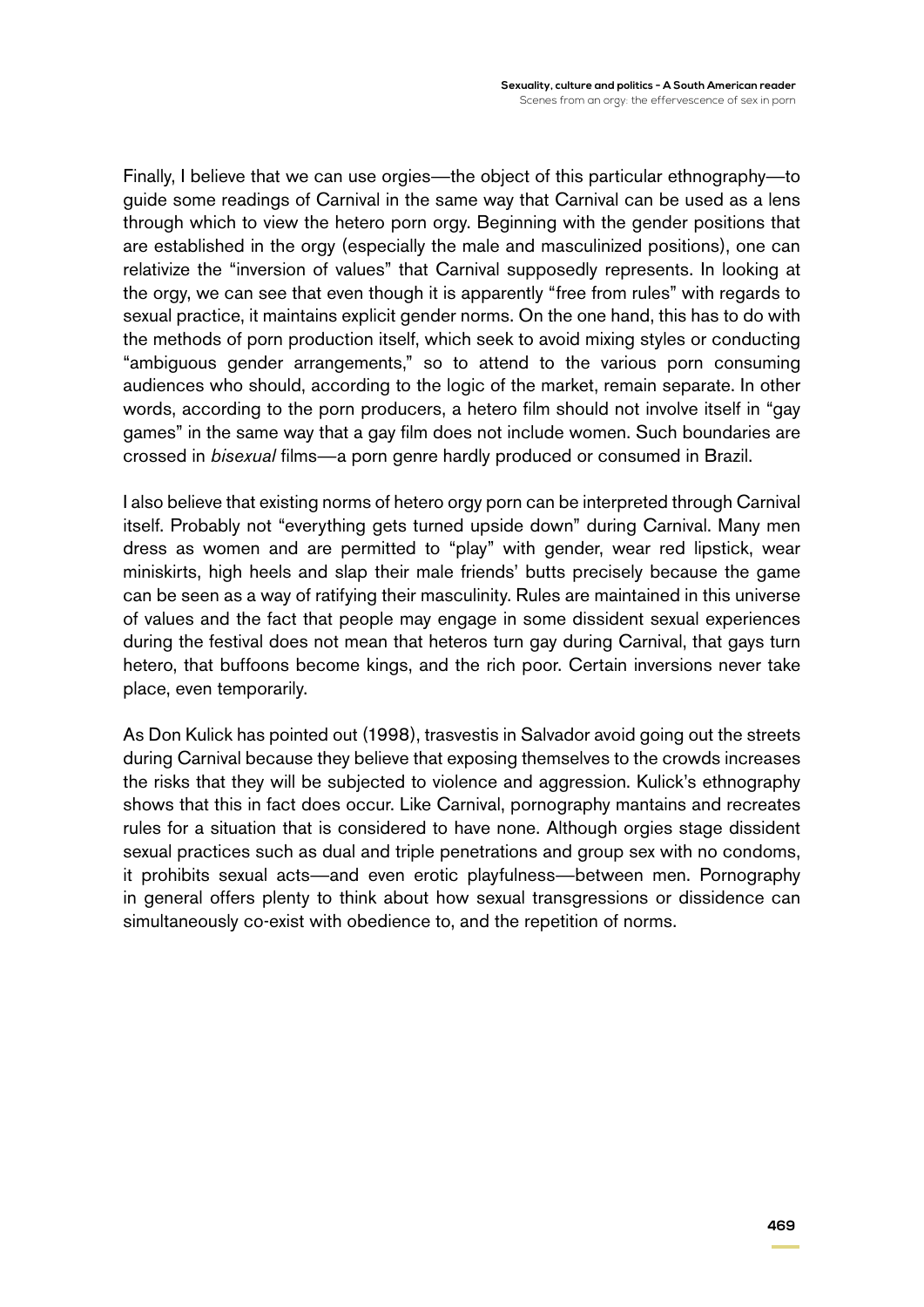Finally, I believe that we can use orgies—the object of this particular ethnography—to guide some readings of Carnival in the same way that Carnival can be used as a lens through which to view the hetero porn orgy. Beginning with the gender positions that are established in the orgy (especially the male and masculinized positions), one can relativize the "inversion of values" that Carnival supposedly represents. In looking at the orgy, we can see that even though it is apparently "free from rules" with regards to sexual practice, it maintains explicit gender norms. On the one hand, this has to do with the methods of porn production itself, which seek to avoid mixing styles or conducting "ambiguous gender arrangements," so to attend to the various porn consuming audiences who should, according to the logic of the market, remain separate. In other words, according to the porn producers, a hetero film should not involve itself in "gay games" in the same way that a gay film does not include women. Such boundaries are crossed in *bisexual* films—a porn genre hardly produced or consumed in Brazil.

I also believe that existing norms of hetero orgy porn can be interpreted through Carnival itself. Probably not "everything gets turned upside down" during Carnival. Many men dress as women and are permitted to "play" with gender, wear red lipstick, wear miniskirts, high heels and slap their male friends' butts precisely because the game can be seen as a way of ratifying their masculinity. Rules are maintained in this universe of values and the fact that people may engage in some dissident sexual experiences during the festival does not mean that heteros turn gay during Carnival, that gays turn hetero, that buffoons become kings, and the rich poor. Certain inversions never take place, even temporarily.

As Don Kulick has pointed out (1998), trasvestis in Salvador avoid going out the streets during Carnival because they believe that exposing themselves to the crowds increases the risks that they will be subjected to violence and aggression. Kulick's ethnography shows that this in fact does occur. Like Carnival, pornography mantains and recreates rules for a situation that is considered to have none. Although orgies stage dissident sexual practices such as dual and triple penetrations and group sex with no condoms, it prohibits sexual acts—and even erotic playfulness—between men. Pornography in general offers plenty to think about how sexual transgressions or dissidence can simultaneously co-exist with obedience to, and the repetition of norms.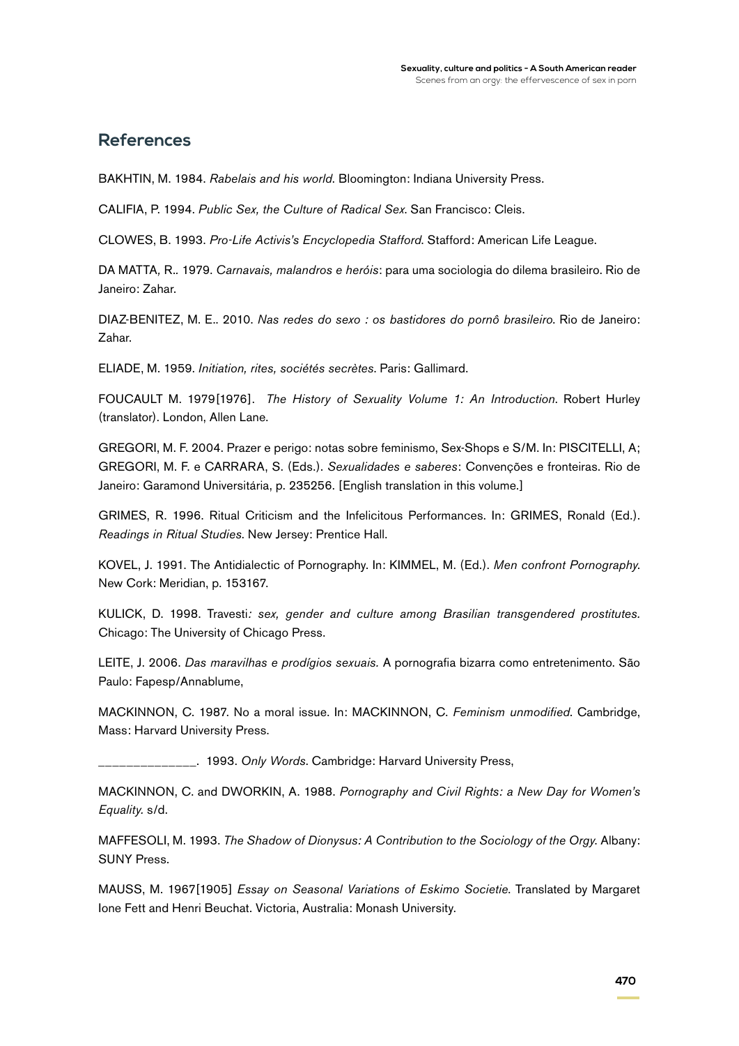## References

BAKHTIN, M. 1984. *Rabelais and his world*. Bloomington: Indiana University Press.

CALIFIA, P. 1994. *Public Sex, the Culture of Radical Sex*. San Francisco: Cleis.

CLOWES, B. 1993. *Pro-Life Activis's Encyclopedia Stafford*. Stafford: American Life League.

DA MATTA, R.. 1979. *Carnavais, malandros e heróis*: para uma sociologia do dilema brasileiro. Rio de Janeiro: Zahar.

DIAZ-BENITEZ, M. E.. 2010. *Nas redes do sexo : os bastidores do pornô brasileiro*. Rio de Janeiro: Zahar.

ELIADE, M. 1959. *Initiation, rites, sociétés secrètes*. Paris: Gallimard.

FOUCAULT M. 1979[1976]. *The History of Sexuality Volume 1: An Introduction*. Robert Hurley (translator). London, Allen Lane.

GREGORI, M. F. 2004. Prazer e perigo: notas sobre feminismo, Sex-Shops e S/M. In: PISCITELLI, A; GREGORI, M. F. e CARRARA, S. (Eds.). *Sexualidades e saberes*: Convenções e fronteiras. Rio de Janeiro: Garamond Universitária, p. 235256. [English translation in this volume.]

GRIMES, R. 1996. Ritual Criticism and the Infelicitous Performances. In: GRIMES, Ronald (Ed.). *Readings in Ritual Studies*. New Jersey: Prentice Hall.

KOVEL, J. 1991. The Antidialectic of Pornography. In: KIMMEL, M. (Ed.). *Men confront Pornography*. New Cork: Meridian, p. 153167.

KULICK, D. 1998. Travesti*: sex, gender and culture among Brasilian transgendered prostitutes.* Chicago: The University of Chicago Press.

LEITE, J. 2006. *Das maravilhas e prodígios sexuais.* A pornografia bizarra como entretenimento. São Paulo: Fapesp/Annablume,

MACKINNON, C. 1987. No a moral issue. In: MACKINNON, C. *Feminism unmodified*. Cambridge, Mass: Harvard University Press.

______________. 1993. *Only Words*. Cambridge: Harvard University Press,

MACKINNON, C. and DWORKIN, A. 1988. *Pornography and Civil Rights: a New Day for Women's Equality.* s/d.

MAFFESOLI, M. 1993. *The Shadow of Dionysus: A Contribution to the Sociology of the Orgy.* Albany: SUNY Press.

MAUSS, M. 1967[1905] *Essay on Seasonal Variations of Eskimo Societie*. Translated by Margaret Ione Fett and Henri Beuchat. Victoria, Australia: Monash University.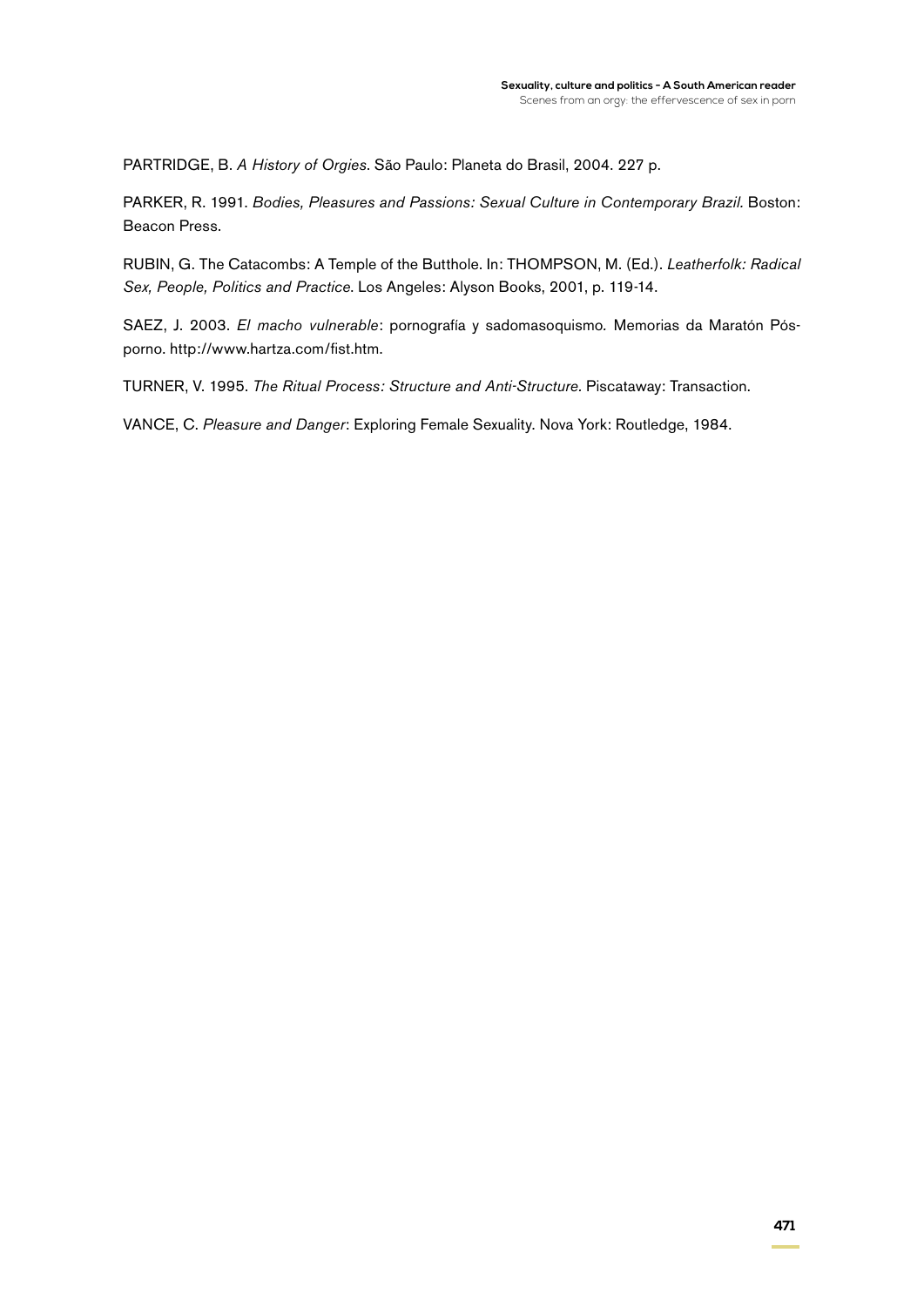PARTRIDGE, B. *A History of Orgies*. São Paulo: Planeta do Brasil, 2004. 227 p.

PARKER, R. 1991. *Bodies, Pleasures and Passions: Sexual Culture in Contemporary Brazil*. Boston: Beacon Press.

RUBIN, G. The Catacombs: A Temple of the Butthole. In: THOMPSON, M. (Ed.). *Leatherfolk: Radical Sex, People, Politics and Practice*. Los Angeles: Alyson Books, 2001, p. 119-14.

SAEZ, J. 2003. *El macho vulnerable*: pornografía y sadomasoquismo. Memorias da Maratón Pós-porno. http://www.hartza.com/fist.htm.

TURNER, V. 1995. *The Ritual Process: Structure and Anti-Structure*. Piscataway: Transaction.

VANCE, C. *Pleasure and Danger*: Exploring Female Sexuality. Nova York: Routledge, 1984.